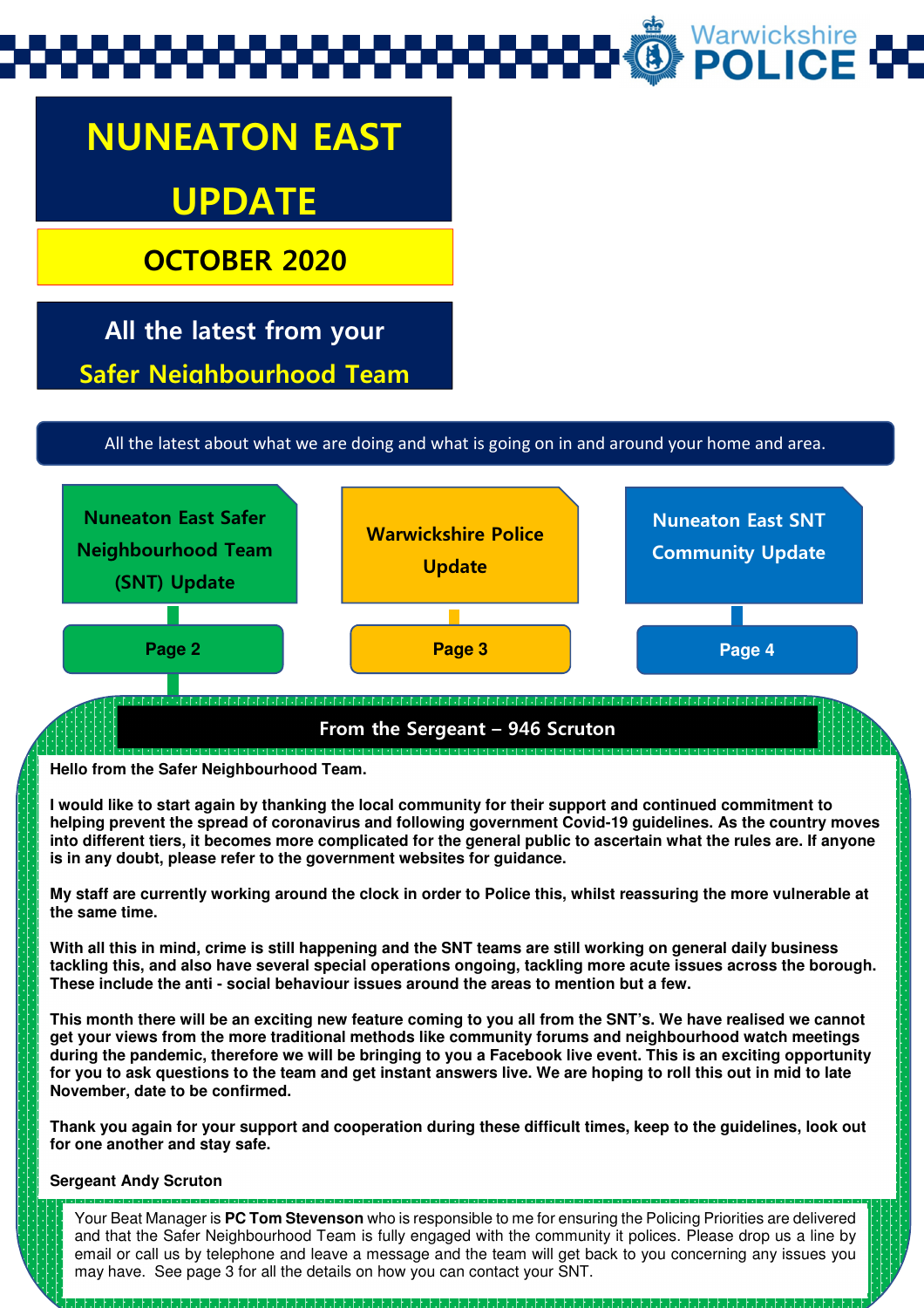# NUNEATON EAST UPDATE

## OCTOBER 2020

## All the latest from your Safer Neighbourhood Team

All the latest about what we are doing and what is going on in and around your home and area.

| Nuneaton East Safer Neighbourhood Team (SNT) Update | Warwickshire Police Update | Nuneaton East SNT Community Update |
|---|---|---|
| **Page 2** | **Page 3** | **Page 4** |

## From the Sergeant – 946 Scruton

**Hello from the Safer Neighbourhood Team.**

**I would like to start again by thanking the local community for their support and continued commitment to helping prevent the spread of coronavirus and following government Covid-19 guidelines. As the country moves into different tiers, it becomes more complicated for the general public to ascertain what the rules are. If anyone is in any doubt, please refer to the government websites for guidance.**

**My staff are currently working around the clock in order to Police this, whilst reassuring the more vulnerable at the same time.**

**With all this in mind, crime is still happening and the SNT teams are still working on general daily business tackling this, and also have several special operations ongoing, tackling more acute issues across the borough. These include the anti - social behaviour issues around the areas to mention but a few.**

**This month there will be an exciting new feature coming to you all from the SNT's. We have realised we cannot get your views from the more traditional methods like community forums and neighbourhood watch meetings during the pandemic, therefore we will be bringing to you a Facebook live event. This is an exciting opportunity for you to ask questions to the team and get instant answers live. We are hoping to roll this out in mid to late November, date to be confirmed.**

**Thank you again for your support and cooperation during these difficult times, keep to the guidelines, look out for one another and stay safe.**

**Sergeant Andy Scruton**

Your Beat Manager is **PC Tom Stevenson** who is responsible to me for ensuring the Policing Priorities are delivered and that the Safer Neighbourhood Team is fully engaged with the community it polices. Please drop us a line by email or call us by telephone and leave a message and the team will get back to you concerning any issues you may have. See page 3 for all the details on how you can contact your SNT.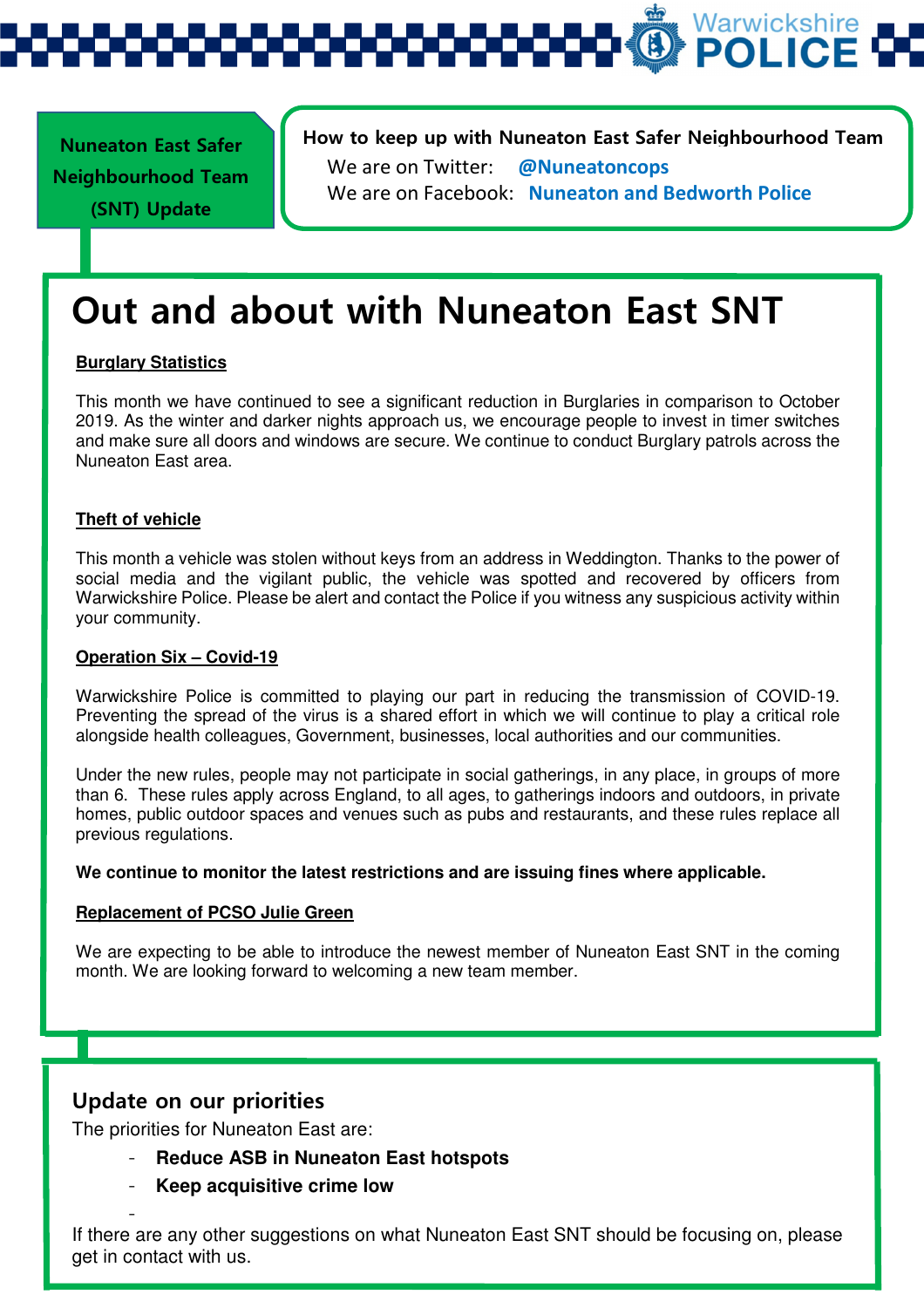**Nuneaton East Safer Neighbourhood Team (SNT) Update**

**How to keep up with Nuneaton East Safer Neighbourhood Team**

We are on Twitter: **@Nuneatoncops**

We are on Facebook: **Nuneaton and Bedworth Police**

# Out and about with Nuneaton East SNT

**Burglary Statistics**

This month we have continued to see a significant reduction in Burglaries in comparison to October 2019. As the winter and darker nights approach us, we encourage people to invest in timer switches and make sure all doors and windows are secure. We continue to conduct Burglary patrols across the Nuneaton East area.

**Theft of vehicle**

This month a vehicle was stolen without keys from an address in Weddington. Thanks to the power of social media and the vigilant public, the vehicle was spotted and recovered by officers from Warwickshire Police. Please be alert and contact the Police if you witness any suspicious activity within your community.

**Operation Six – Covid-19**

Warwickshire Police is committed to playing our part in reducing the transmission of COVID-19. Preventing the spread of the virus is a shared effort in which we will continue to play a critical role alongside health colleagues, Government, businesses, local authorities and our communities.

Under the new rules, people may not participate in social gatherings, in any place, in groups of more than 6. These rules apply across England, to all ages, to gatherings indoors and outdoors, in private homes, public outdoor spaces and venues such as pubs and restaurants, and these rules replace all previous regulations.

**We continue to monitor the latest restrictions and are issuing fines where applicable.**

**Replacement of PCSO Julie Green**

We are expecting to be able to introduce the newest member of Nuneaton East SNT in the coming month. We are looking forward to welcoming a new team member.

## Update on our priorities

The priorities for Nuneaton East are:

- **Reduce ASB in Nuneaton East hotspots**
- **Keep acquisitive crime low**
-

If there are any other suggestions on what Nuneaton East SNT should be focusing on, please get in contact with us.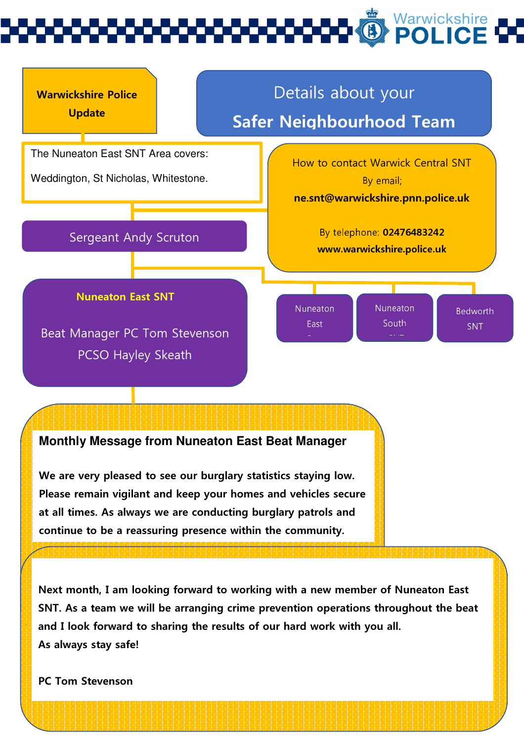**Warwickshire Police Update**

# Details about your Safer Neighbourhood Team

The Nuneaton East SNT Area covers:

Weddington, St Nicholas, Whitestone.

How to contact Warwick Central SNT

By email;

**ne.snt@warwickshire.pnn.police.uk**

By telephone: **02476483242**

**www.warwickshire.police.uk**

Sergeant Andy Scruton

**Nuneaton East SNT**

Beat Manager PC Tom Stevenson

PCSO Hayley Skeath

- Nuneaton East
- Nuneaton South
- Bedworth SNT

## Monthly Message from Nuneaton East Beat Manager

**We are very pleased to see our burglary statistics staying low. Please remain vigilant and keep your homes and vehicles secure at all times. As always we are conducting burglary patrols and continue to be a reassuring presence within the community.**

**Next month, I am looking forward to working with a new member of Nuneaton East SNT. As a team we will be arranging crime prevention operations throughout the beat and I look forward to sharing the results of our hard work with you all.**

**As always stay safe!**

**PC Tom Stevenson**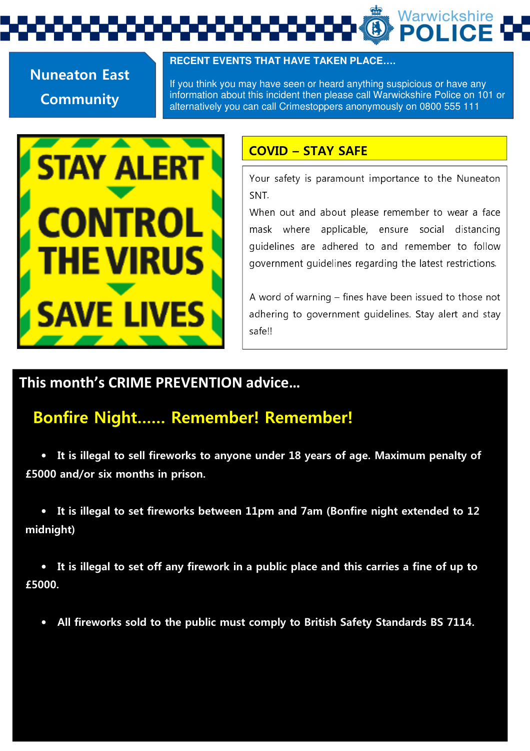Warwickshire POLICE

## Nuneaton East Community

**RECENT EVENTS THAT HAVE TAKEN PLACE....**

If you think you may have seen or heard anything suspicious or have any information about this incident then please call Warwickshire Police on 101 or alternatively you can call Crimestoppers anonymously on 0800 555 111

STAY ALERT

CONTROL THE VIRUS

SAVE LIVES

## COVID – STAY SAFE

Your safety is paramount importance to the Nuneaton SNT.
When out and about please remember to wear a face mask where applicable, ensure social distancing guidelines are adhered to and remember to follow government guidelines regarding the latest restrictions.

A word of warning – fines have been issued to those not adhering to government guidelines. Stay alert and stay safe!!

## This month's CRIME PREVENTION advice...

### Bonfire Night...... Remember! Remember!

- **It is illegal to sell fireworks to anyone under 18 years of age. Maximum penalty of £5000 and/or six months in prison.**
- **It is illegal to set fireworks between 11pm and 7am (Bonfire night extended to 12 midnight)**
- **It is illegal to set off any firework in a public place and this carries a fine of up to £5000.**
- **All fireworks sold to the public must comply to British Safety Standards BS 7114.**